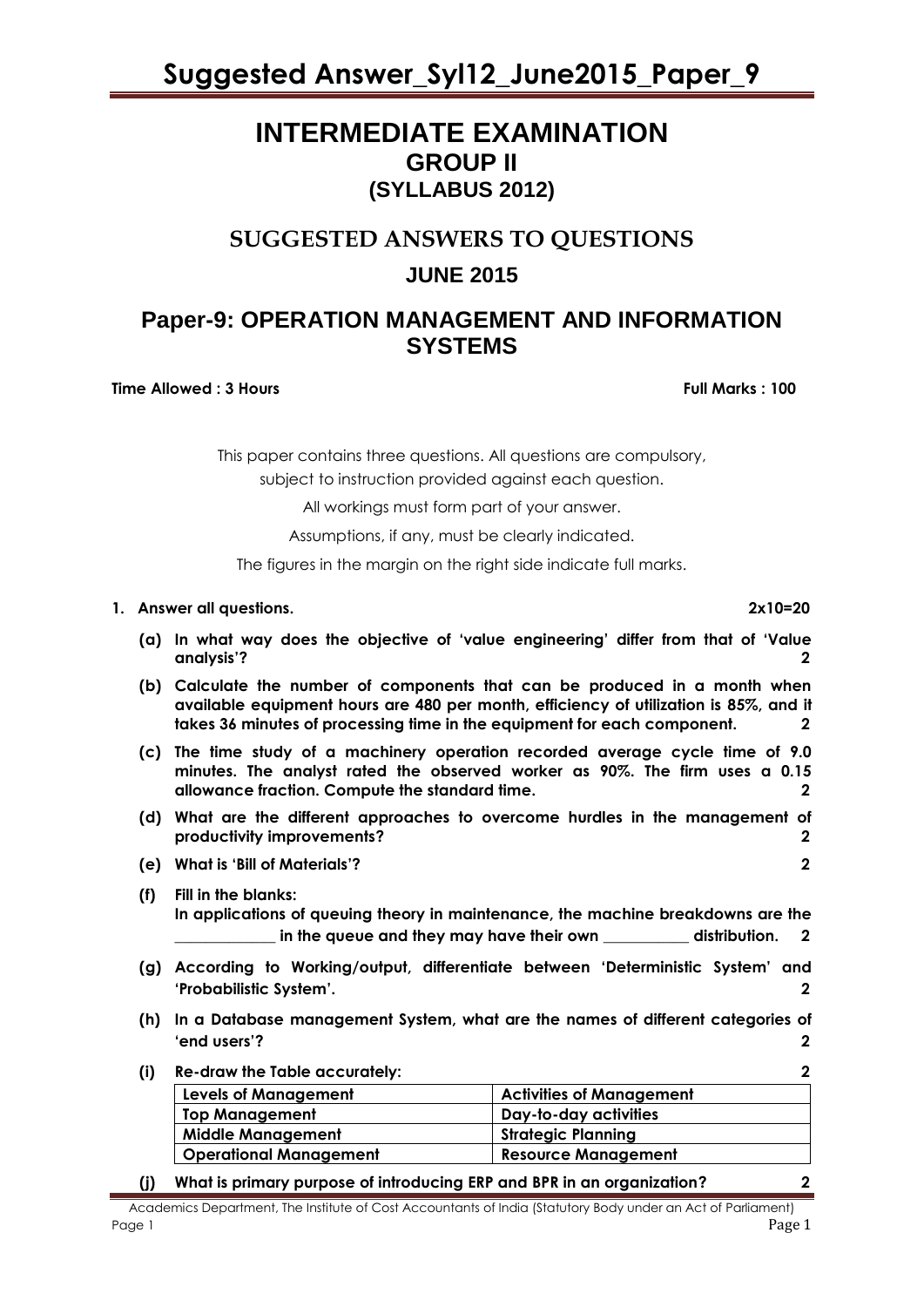# INTERMEDIATE EXAMINATION
## GROUP II
## (SYLLABUS 2012)

## SUGGESTED ANSWERS TO QUESTIONS
## JUNE 2015

## Paper-9: OPERATION MANAGEMENT AND INFORMATION SYSTEMS

**Time Allowed : 3 Hours** **Full Marks : 100**

This paper contains three questions. All questions are compulsory, subject to instruction provided against each question.

All workings must form part of your answer.

Assumptions, if any, must be clearly indicated.

The figures in the margin on the right side indicate full marks.

**1. Answer all questions.** **2x10=20**

**(a) In what way does the objective of 'value engineering' differ from that of 'Value analysis'?** **2**

**(b) Calculate the number of components that can be produced in a month when available equipment hours are 480 per month, efficiency of utilization is 85%, and it takes 36 minutes of processing time in the equipment for each component.** **2**

**(c) The time study of a machinery operation recorded average cycle time of 9.0 minutes. The analyst rated the observed worker as 90%. The firm uses a 0.15 allowance fraction. Compute the standard time.** **2**

**(d) What are the different approaches to overcome hurdles in the management of productivity improvements?** **2**

**(e) What is 'Bill of Materials'?** **2**

**(f) Fill in the blanks:**
**In applications of queuing theory in maintenance, the machine breakdowns are the \_\_\_\_\_\_\_\_\_\_\_\_ in the queue and they may have their own \_\_\_\_\_\_\_\_\_\_\_ distribution.** **2**

**(g) According to Working/output, differentiate between 'Deterministic System' and 'Probabilistic System'.** **2**

**(h) In a Database management System, what are the names of different categories of 'end users'?** **2**

**(i) Re-draw the Table accurately:** **2**

| Levels of Management | Activities of Management |
|---|---|
| Top Management | Day-to-day activities |
| Middle Management | Strategic Planning |
| Operational Management | Resource Management |

**(j) What is primary purpose of introducing ERP and BPR in an organization?** **2**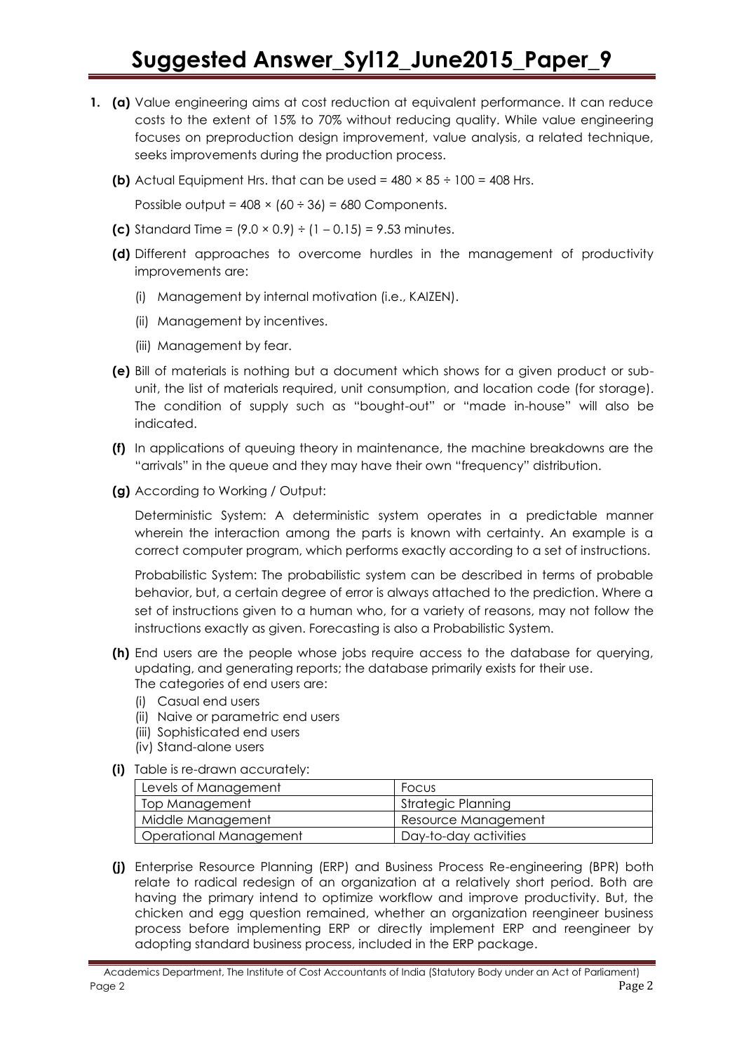# Suggested Answer_Syl12_June2015_Paper_9

1. **(a)** Value engineering aims at cost reduction at equivalent performance. It can reduce costs to the extent of 15% to 70% without reducing quality. While value engineering focuses on preproduction design improvement, value analysis, a related technique, seeks improvements during the production process.

   **(b)** Actual Equipment Hrs. that can be used = $480 \times 85 \div 100 = 408$ Hrs.

   Possible output = $408 \times (60 \div 36) = 680$ Components.

   **(c)** Standard Time = $(9.0 \times 0.9) \div (1 - 0.15) = 9.53$ minutes.

   **(d)** Different approaches to overcome hurdles in the management of productivity improvements are:

   (i) Management by internal motivation (i.e., KAIZEN).

   (ii) Management by incentives.

   (iii) Management by fear.

   **(e)** Bill of materials is nothing but a document which shows for a given product or sub-unit, the list of materials required, unit consumption, and location code (for storage). The condition of supply such as "bought-out" or "made in-house" will also be indicated.

   **(f)** In applications of queuing theory in maintenance, the machine breakdowns are the "arrivals" in the queue and they may have their own "frequency" distribution.

   **(g)** According to Working / Output:

   Deterministic System: A deterministic system operates in a predictable manner wherein the interaction among the parts is known with certainty. An example is a correct computer program, which performs exactly according to a set of instructions.

   Probabilistic System: The probabilistic system can be described in terms of probable behavior, but, a certain degree of error is always attached to the prediction. Where a set of instructions given to a human who, for a variety of reasons, may not follow the instructions exactly as given. Forecasting is also a Probabilistic System.

   **(h)** End users are the people whose jobs require access to the database for querying, updating, and generating reports; the database primarily exists for their use.
   The categories of end users are:
   (i) Casual end users
   (ii) Naive or parametric end users
   (iii) Sophisticated end users
   (iv) Stand-alone users

   **(i)** Table is re-drawn accurately:

   | Levels of Management | Focus |
   |---|---|
   | Top Management | Strategic Planning |
   | Middle Management | Resource Management |
   | Operational Management | Day-to-day activities |

   **(j)** Enterprise Resource Planning (ERP) and Business Process Re-engineering (BPR) both relate to radical redesign of an organization at a relatively short period. Both are having the primary intend to optimize workflow and improve productivity. But, the chicken and egg question remained, whether an organization reengineer business process before implementing ERP or directly implement ERP and reengineer by adopting standard business process, included in the ERP package.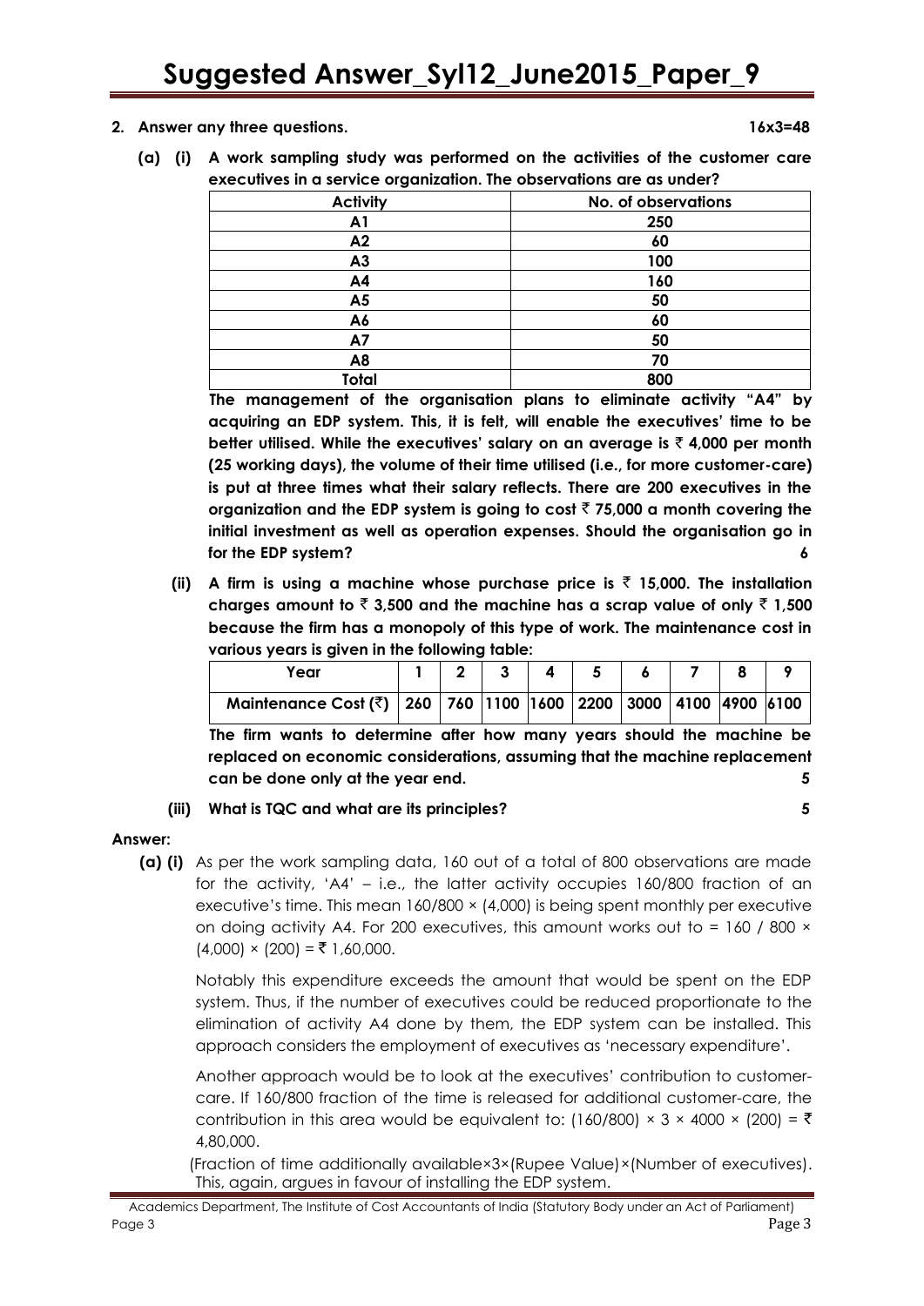**2. Answer any three questions. 16x3=48**

**(a) (i) A work sampling study was performed on the activities of the customer care executives in a service organization. The observations are as under?**

| Activity | No. of observations |
|---|---|
| A1 | 250 |
| A2 | 60 |
| A3 | 100 |
| A4 | 160 |
| A5 | 50 |
| A6 | 60 |
| A7 | 50 |
| A8 | 70 |
| Total | 800 |

**The management of the organisation plans to eliminate activity "A4" by acquiring an EDP system. This, it is felt, will enable the executives' time to be better utilised. While the executives' salary on an average is ₹ 4,000 per month (25 working days), the volume of their time utilised (i.e., for more customer-care) is put at three times what their salary reflects. There are 200 executives in the organization and the EDP system is going to cost ₹ 75,000 a month covering the initial investment as well as operation expenses. Should the organisation go in for the EDP system? 6**

**(ii) A firm is using a machine whose purchase price is ₹ 15,000. The installation charges amount to ₹ 3,500 and the machine has a scrap value of only ₹ 1,500 because the firm has a monopoly of this type of work. The maintenance cost in various years is given in the following table:**

| Year | 1 | 2 | 3 | 4 | 5 | 6 | 7 | 8 | 9 |
|---|---|---|---|---|---|---|---|---|---|
| Maintenance Cost (₹) | 260 | 760 | 1100 | 1600 | 2200 | 3000 | 4100 | 4900 | 6100 |

**The firm wants to determine after how many years should the machine be replaced on economic considerations, assuming that the machine replacement can be done only at the year end. 5**

**(iii) What is TQC and what are its principles? 5**

**Answer:**

**(a) (i)** As per the work sampling data, 160 out of a total of 800 observations are made for the activity, 'A4' – i.e., the latter activity occupies 160/800 fraction of an executive's time. This mean 160/800 × (4,000) is being spent monthly per executive on doing activity A4. For 200 executives, this amount works out to = 160 / 800 × (4,000) × (200) = ₹ 1,60,000.

Notably this expenditure exceeds the amount that would be spent on the EDP system. Thus, if the number of executives could be reduced proportionate to the elimination of activity A4 done by them, the EDP system can be installed. This approach considers the employment of executives as 'necessary expenditure'.

Another approach would be to look at the executives' contribution to customer-care. If 160/800 fraction of the time is released for additional customer-care, the contribution in this area would be equivalent to: (160/800) × 3 × 4000 × (200) = ₹ 4,80,000.

(Fraction of time additionally available×3×(Rupee Value)×(Number of executives). This, again, argues in favour of installing the EDP system.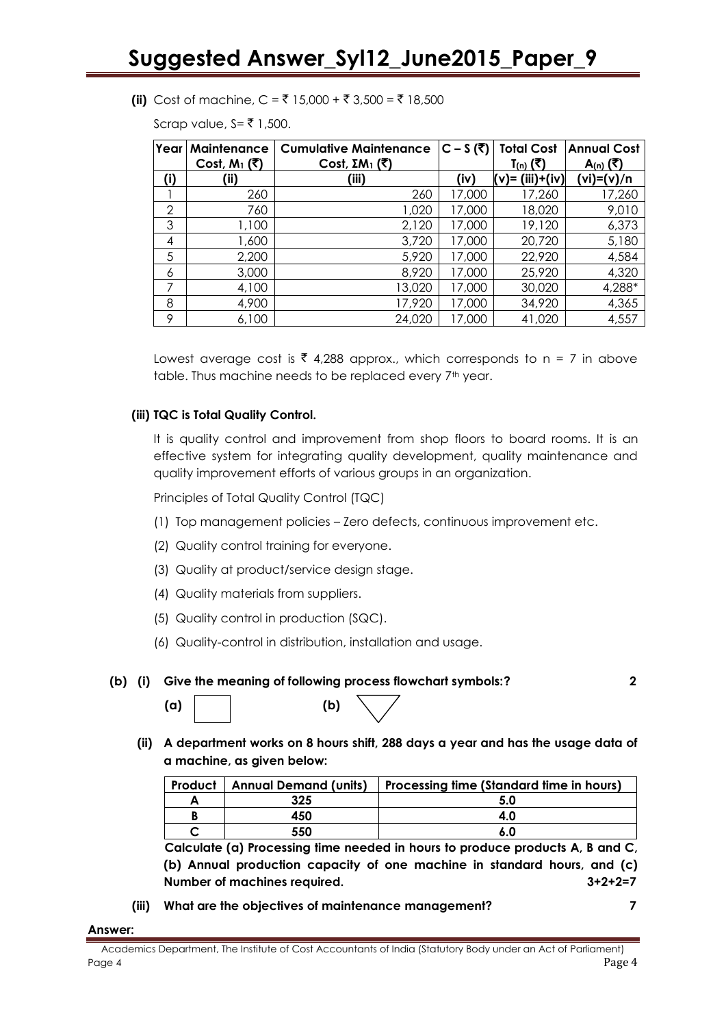**(ii)** Cost of machine, C = ₹ 15,000 + ₹ 3,500 = ₹ 18,500

Scrap value, S= ₹ 1,500.

| Year | Maintenance Cost, $M_1$ (₹) | Cumulative Maintenance Cost, $\Sigma M_1$ (₹) | C – S (₹) | Total Cost $T_{(n)}$ (₹) | Annual Cost $A_{(n)}$ (₹) |
|---|---|---|---|---|---|
| (i) | (ii) | (iii) | (iv) | (v)= (iii)+(iv) | (vi)=(v)/n |
| 1 | 260 | 260 | 17,000 | 17,260 | 17,260 |
| 2 | 760 | 1,020 | 17,000 | 18,020 | 9,010 |
| 3 | 1,100 | 2,120 | 17,000 | 19,120 | 6,373 |
| 4 | 1,600 | 3,720 | 17,000 | 20,720 | 5,180 |
| 5 | 2,200 | 5,920 | 17,000 | 22,920 | 4,584 |
| 6 | 3,000 | 8,920 | 17,000 | 25,920 | 4,320 |
| 7 | 4,100 | 13,020 | 17,000 | 30,020 | 4,288* |
| 8 | 4,900 | 17,920 | 17,000 | 34,920 | 4,365 |
| 9 | 6,100 | 24,020 | 17,000 | 41,020 | 4,557 |

Lowest average cost is ₹ 4,288 approx., which corresponds to n = 7 in above table. Thus machine needs to be replaced every 7th year.

**(iii) TQC is Total Quality Control.**

It is quality control and improvement from shop floors to board rooms. It is an effective system for integrating quality development, quality maintenance and quality improvement efforts of various groups in an organization.

Principles of Total Quality Control (TQC)

(1) Top management policies – Zero defects, continuous improvement etc.

(2) Quality control training for everyone.

(3) Quality at product/service design stage.

(4) Quality materials from suppliers.

(5) Quality control in production (SQC).

(6) Quality-control in distribution, installation and usage.

**(b) (i) Give the meaning of following process flowchart symbols:?** **2**

**(a)** □ **(b)** ▽

**(ii) A department works on 8 hours shift, 288 days a year and has the usage data of a machine, as given below:**

| Product | Annual Demand (units) | Processing time (Standard time in hours) |
|---|---|---|
| A | 325 | 5.0 |
| B | 450 | 4.0 |
| C | 550 | 6.0 |

**Calculate (a) Processing time needed in hours to produce products A, B and C, (b) Annual production capacity of one machine in standard hours, and (c) Number of machines required.** **3+2+2=7**

**(iii) What are the objectives of maintenance management?** **7**

**Answer:**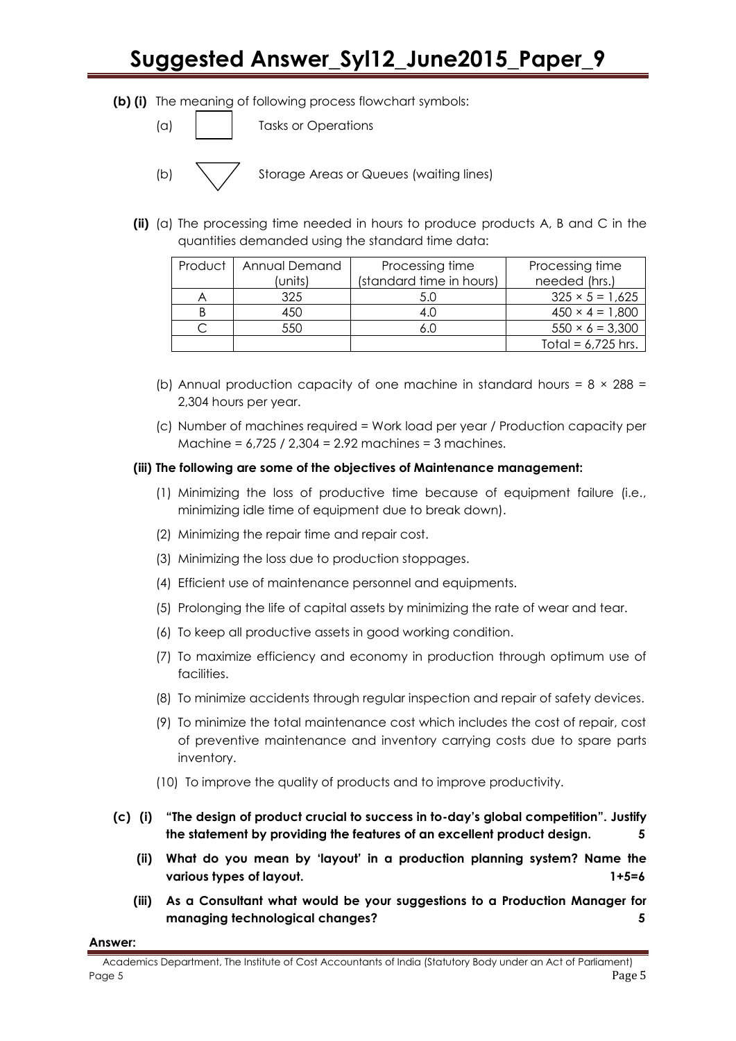**(b) (i)** The meaning of following process flowchart symbols:

(a) □ Tasks or Operations

(b) ▽ Storage Areas or Queues (waiting lines)

**(ii)** (a) The processing time needed in hours to produce products A, B and C in the quantities demanded using the standard time data:

| Product | Annual Demand (units) | Processing time (standard time in hours) | Processing time needed (hrs.) |
|---|---|---|---|
| A | 325 | 5.0 | $325 \times 5 = 1{,}625$ |
| B | 450 | 4.0 | $450 \times 4 = 1{,}800$ |
| C | 550 | 6.0 | $550 \times 6 = 3{,}300$ |
| | | | Total = 6,725 hrs. |

(b) Annual production capacity of one machine in standard hours = $8 \times 288 = 2{,}304$ hours per year.

(c) Number of machines required = Work load per year / Production capacity per Machine = 6,725 / 2,304 = 2.92 machines = 3 machines.

**(iii) The following are some of the objectives of Maintenance management:**

(1) Minimizing the loss of productive time because of equipment failure (i.e., minimizing idle time of equipment due to break down).

(2) Minimizing the repair time and repair cost.

(3) Minimizing the loss due to production stoppages.

(4) Efficient use of maintenance personnel and equipments.

(5) Prolonging the life of capital assets by minimizing the rate of wear and tear.

(6) To keep all productive assets in good working condition.

(7) To maximize efficiency and economy in production through optimum use of facilities.

(8) To minimize accidents through regular inspection and repair of safety devices.

(9) To minimize the total maintenance cost which includes the cost of repair, cost of preventive maintenance and inventory carrying costs due to spare parts inventory.

(10) To improve the quality of products and to improve productivity.

**(c) (i) "The design of product crucial to success in to-day's global competition". Justify the statement by providing the features of an excellent product design. 5**

**(ii) What do you mean by 'layout' in a production planning system? Name the various types of layout. 1+5=6**

**(iii) As a Consultant what would be your suggestions to a Production Manager for managing technological changes? 5**

**Answer:**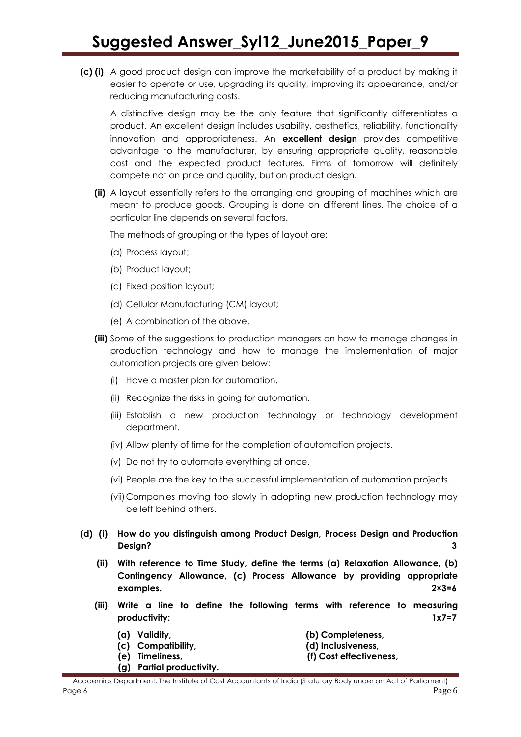**(c) (i)** A good product design can improve the marketability of a product by making it easier to operate or use, upgrading its quality, improving its appearance, and/or reducing manufacturing costs.

A distinctive design may be the only feature that significantly differentiates a product. An excellent design includes usability, aesthetics, reliability, functionality innovation and appropriateness. An **excellent design** provides competitive advantage to the manufacturer, by ensuring appropriate quality, reasonable cost and the expected product features. Firms of tomorrow will definitely compete not on price and quality, but on product design.

**(ii)** A layout essentially refers to the arranging and grouping of machines which are meant to produce goods. Grouping is done on different lines. The choice of a particular line depends on several factors.

The methods of grouping or the types of layout are:

(a) Process layout;

(b) Product layout;

(c) Fixed position layout;

(d) Cellular Manufacturing (CM) layout;

(e) A combination of the above.

**(iii)** Some of the suggestions to production managers on how to manage changes in production technology and how to manage the implementation of major automation projects are given below:

(i) Have a master plan for automation.

(ii) Recognize the risks in going for automation.

(iii) Establish a new production technology or technology development department.

(iv) Allow plenty of time for the completion of automation projects.

(v) Do not try to automate everything at once.

(vi) People are the key to the successful implementation of automation projects.

(vii) Companies moving too slowly in adopting new production technology may be left behind others.

**(d) (i) How do you distinguish among Product Design, Process Design and Production Design? 3**

**(ii) With reference to Time Study, define the terms (a) Relaxation Allowance, (b) Contingency Allowance, (c) Process Allowance by providing appropriate examples. 2×3=6**

**(iii) Write a line to define the following terms with reference to measuring productivity: 1x7=7**

**(a) Validity,**
**(b) Completeness,**
**(c) Compatibility,**
**(d) Inclusiveness,**
**(e) Timeliness,**
**(f) Cost effectiveness,**
**(g) Partial productivity.**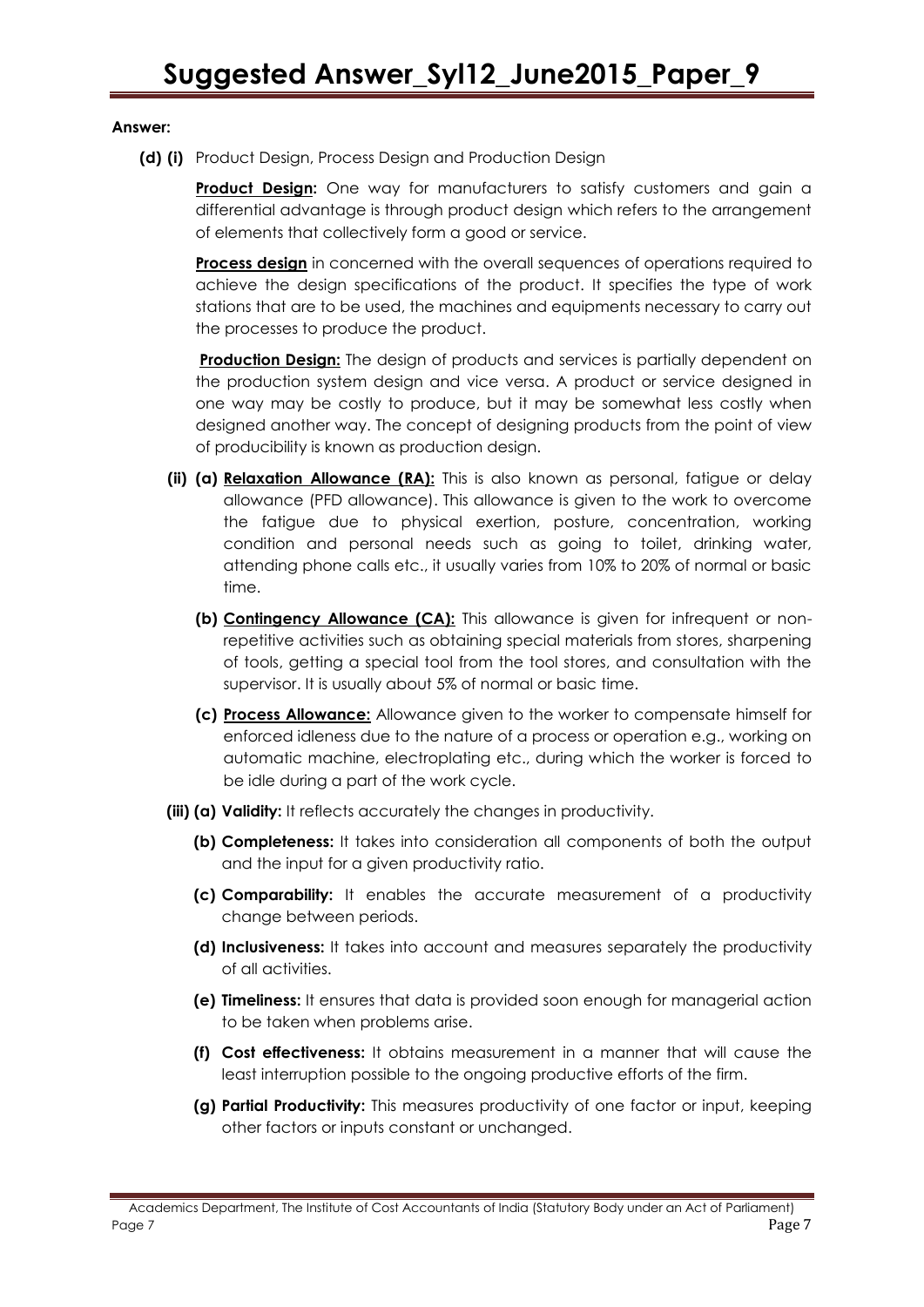**Answer:**

**(d) (i)** Product Design, Process Design and Production Design

**Product Design:** One way for manufacturers to satisfy customers and gain a differential advantage is through product design which refers to the arrangement of elements that collectively form a good or service.

**Process design** in concerned with the overall sequences of operations required to achieve the design specifications of the product. It specifies the type of work stations that are to be used, the machines and equipments necessary to carry out the processes to produce the product.

**Production Design:** The design of products and services is partially dependent on the production system design and vice versa. A product or service designed in one way may be costly to produce, but it may be somewhat less costly when designed another way. The concept of designing products from the point of view of producibility is known as production design.

**(ii) (a) Relaxation Allowance (RA):** This is also known as personal, fatigue or delay allowance (PFD allowance). This allowance is given to the work to overcome the fatigue due to physical exertion, posture, concentration, working condition and personal needs such as going to toilet, drinking water, attending phone calls etc., it usually varies from 10% to 20% of normal or basic time.

**(b) Contingency Allowance (CA):** This allowance is given for infrequent or non-repetitive activities such as obtaining special materials from stores, sharpening of tools, getting a special tool from the tool stores, and consultation with the supervisor. It is usually about 5% of normal or basic time.

**(c) Process Allowance:** Allowance given to the worker to compensate himself for enforced idleness due to the nature of a process or operation e.g., working on automatic machine, electroplating etc., during which the worker is forced to be idle during a part of the work cycle.

**(iii) (a) Validity:** It reflects accurately the changes in productivity.

**(b) Completeness:** It takes into consideration all components of both the output and the input for a given productivity ratio.

**(c) Comparability:** It enables the accurate measurement of a productivity change between periods.

**(d) Inclusiveness:** It takes into account and measures separately the productivity of all activities.

**(e) Timeliness:** It ensures that data is provided soon enough for managerial action to be taken when problems arise.

**(f) Cost effectiveness:** It obtains measurement in a manner that will cause the least interruption possible to the ongoing productive efforts of the firm.

**(g) Partial Productivity:** This measures productivity of one factor or input, keeping other factors or inputs constant or unchanged.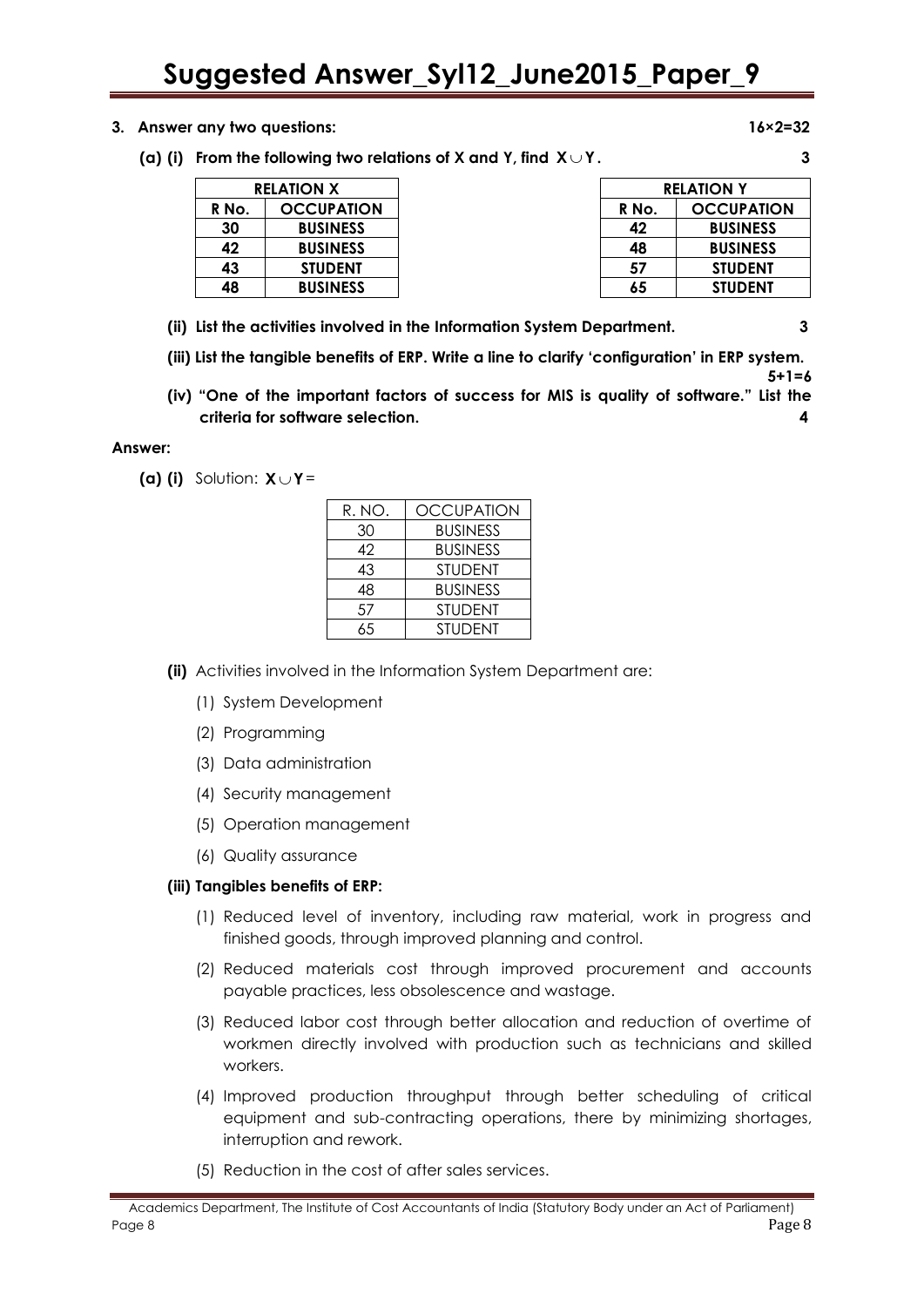**3. Answer any two questions: 16×2=32**

**(a) (i) From the following two relations of X and Y, find $X \cup Y$. 3**

| RELATION X | |
|---|---|
| **R No.** | **OCCUPATION** |
| **30** | **BUSINESS** |
| **42** | **BUSINESS** |
| **43** | **STUDENT** |
| **48** | **BUSINESS** |

| RELATION Y | |
|---|---|
| **R No.** | **OCCUPATION** |
| **42** | **BUSINESS** |
| **48** | **BUSINESS** |
| **57** | **STUDENT** |
| **65** | **STUDENT** |

**(ii) List the activities involved in the Information System Department. 3**

**(iii) List the tangible benefits of ERP. Write a line to clarify 'configuration' in ERP system. 5+1=6**

**(iv) "One of the important factors of success for MIS is quality of software." List the criteria for software selection. 4**

**Answer:**

**(a) (i)** Solution: $X \cup Y$ =

| R. NO. | OCCUPATION |
|---|---|
| 30 | BUSINESS |
| 42 | BUSINESS |
| 43 | STUDENT |
| 48 | BUSINESS |
| 57 | STUDENT |
| 65 | STUDENT |

**(ii)** Activities involved in the Information System Department are:

(1) System Development

(2) Programming

(3) Data administration

(4) Security management

(5) Operation management

(6) Quality assurance

**(iii) Tangibles benefits of ERP:**

(1) Reduced level of inventory, including raw material, work in progress and finished goods, through improved planning and control.

(2) Reduced materials cost through improved procurement and accounts payable practices, less obsolescence and wastage.

(3) Reduced labor cost through better allocation and reduction of overtime of workmen directly involved with production such as technicians and skilled workers.

(4) Improved production throughput through better scheduling of critical equipment and sub-contracting operations, there by minimizing shortages, interruption and rework.

(5) Reduction in the cost of after sales services.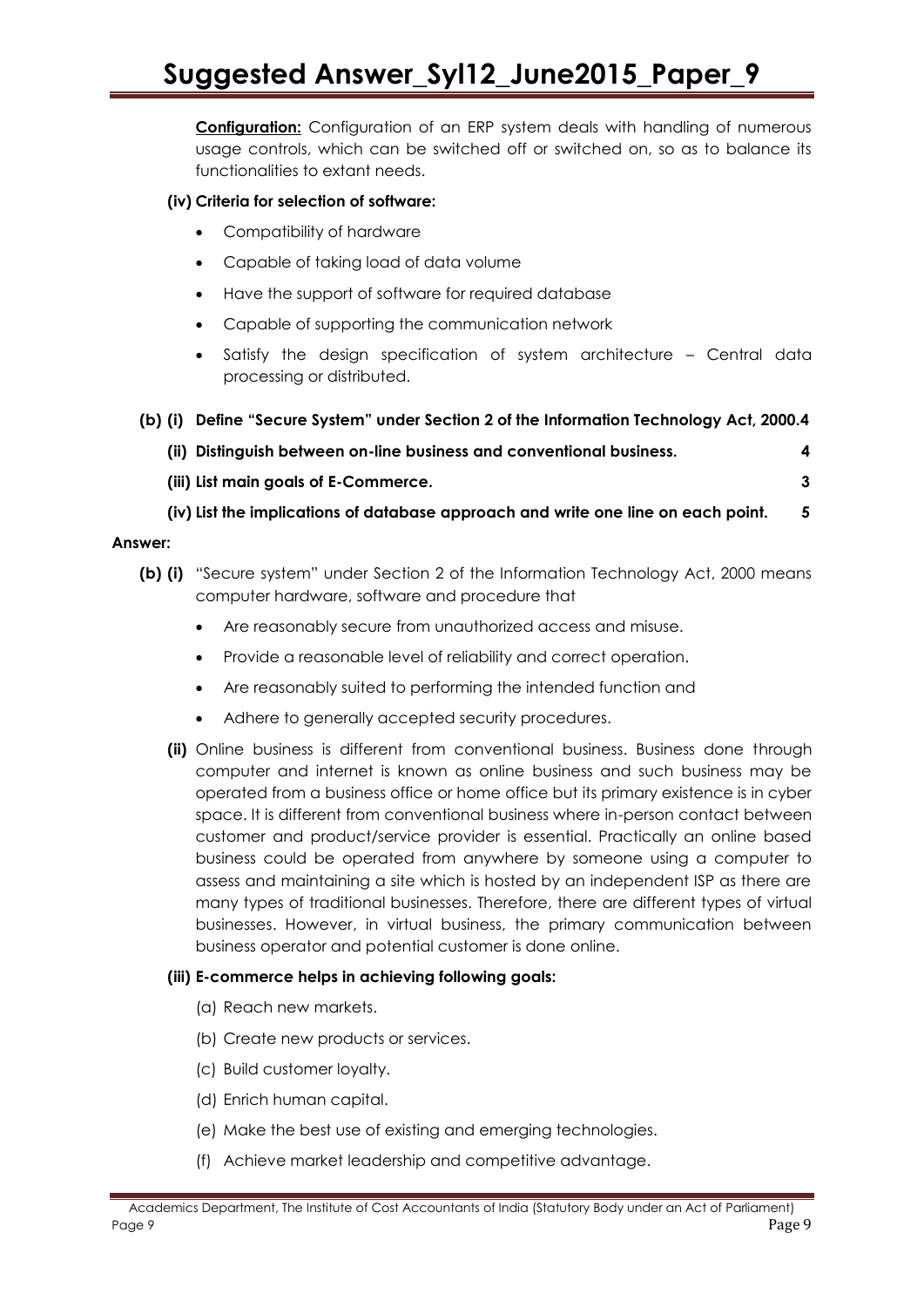**Configuration:** Configuration of an ERP system deals with handling of numerous usage controls, which can be switched off or switched on, so as to balance its functionalities to extant needs.

**(iv) Criteria for selection of software:**

- Compatibility of hardware
- Capable of taking load of data volume
- Have the support of software for required database
- Capable of supporting the communication network
- Satisfy the design specification of system architecture – Central data processing or distributed.

**(b) (i) Define "Secure System" under Section 2 of the Information Technology Act, 2000.** **4**

**(ii) Distinguish between on-line business and conventional business.** **4**

**(iii) List main goals of E-Commerce.** **3**

**(iv) List the implications of database approach and write one line on each point.** **5**

**Answer:**

**(b) (i)** "Secure system" under Section 2 of the Information Technology Act, 2000 means computer hardware, software and procedure that

- Are reasonably secure from unauthorized access and misuse.
- Provide a reasonable level of reliability and correct operation.
- Are reasonably suited to performing the intended function and
- Adhere to generally accepted security procedures.

**(ii)** Online business is different from conventional business. Business done through computer and internet is known as online business and such business may be operated from a business office or home office but its primary existence is in cyber space. It is different from conventional business where in-person contact between customer and product/service provider is essential. Practically an online based business could be operated from anywhere by someone using a computer to assess and maintaining a site which is hosted by an independent ISP as there are many types of traditional businesses. Therefore, there are different types of virtual businesses. However, in virtual business, the primary communication between business operator and potential customer is done online.

**(iii) E-commerce helps in achieving following goals:**

(a) Reach new markets.

(b) Create new products or services.

(c) Build customer loyalty.

(d) Enrich human capital.

(e) Make the best use of existing and emerging technologies.

(f) Achieve market leadership and competitive advantage.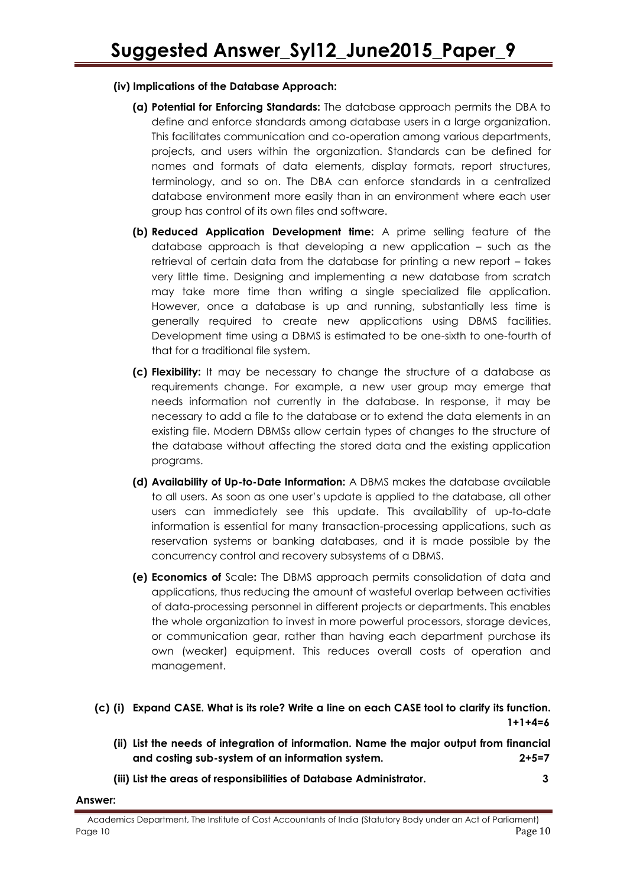**(iv) Implications of the Database Approach:**

**(a) Potential for Enforcing Standards:** The database approach permits the DBA to define and enforce standards among database users in a large organization. This facilitates communication and co-operation among various departments, projects, and users within the organization. Standards can be defined for names and formats of data elements, display formats, report structures, terminology, and so on. The DBA can enforce standards in a centralized database environment more easily than in an environment where each user group has control of its own files and software.

**(b) Reduced Application Development time:** A prime selling feature of the database approach is that developing a new application – such as the retrieval of certain data from the database for printing a new report – takes very little time. Designing and implementing a new database from scratch may take more time than writing a single specialized file application. However, once a database is up and running, substantially less time is generally required to create new applications using DBMS facilities. Development time using a DBMS is estimated to be one-sixth to one-fourth of that for a traditional file system.

**(c) Flexibility:** It may be necessary to change the structure of a database as requirements change. For example, a new user group may emerge that needs information not currently in the database. In response, it may be necessary to add a file to the database or to extend the data elements in an existing file. Modern DBMSs allow certain types of changes to the structure of the database without affecting the stored data and the existing application programs.

**(d) Availability of Up-to-Date Information:** A DBMS makes the database available to all users. As soon as one user's update is applied to the database, all other users can immediately see this update. This availability of up-to-date information is essential for many transaction-processing applications, such as reservation systems or banking databases, and it is made possible by the concurrency control and recovery subsystems of a DBMS.

**(e) Economics of** Scale**:** The DBMS approach permits consolidation of data and applications, thus reducing the amount of wasteful overlap between activities of data-processing personnel in different projects or departments. This enables the whole organization to invest in more powerful processors, storage devices, or communication gear, rather than having each department purchase its own (weaker) equipment. This reduces overall costs of operation and management.

**(c) (i) Expand CASE. What is its role? Write a line on each CASE tool to clarify its function. 1+1+4=6**

**(ii) List the needs of integration of information. Name the major output from financial and costing sub-system of an information system. 2+5=7**

**(iii) List the areas of responsibilities of Database Administrator. 3**

**Answer:**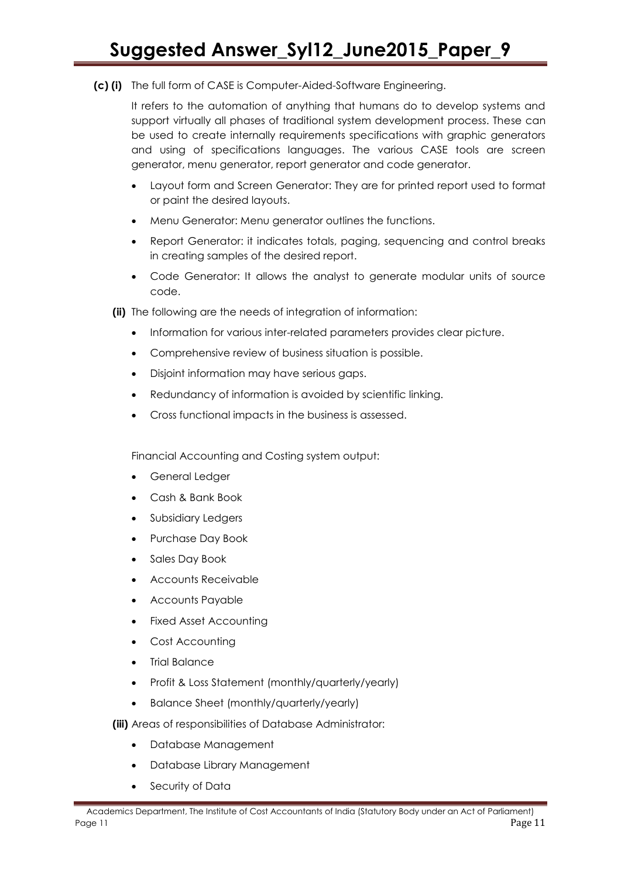**(c) (i)** The full form of CASE is Computer-Aided-Software Engineering.

It refers to the automation of anything that humans do to develop systems and support virtually all phases of traditional system development process. These can be used to create internally requirements specifications with graphic generators and using of specifications languages. The various CASE tools are screen generator, menu generator, report generator and code generator.

- Layout form and Screen Generator: They are for printed report used to format or paint the desired layouts.
- Menu Generator: Menu generator outlines the functions.
- Report Generator: it indicates totals, paging, sequencing and control breaks in creating samples of the desired report.
- Code Generator: It allows the analyst to generate modular units of source code.

**(ii)** The following are the needs of integration of information:

- Information for various inter-related parameters provides clear picture.
- Comprehensive review of business situation is possible.
- Disjoint information may have serious gaps.
- Redundancy of information is avoided by scientific linking.
- Cross functional impacts in the business is assessed.

Financial Accounting and Costing system output:

- General Ledger
- Cash & Bank Book
- Subsidiary Ledgers
- Purchase Day Book
- Sales Day Book
- Accounts Receivable
- Accounts Payable
- Fixed Asset Accounting
- Cost Accounting
- Trial Balance
- Profit & Loss Statement (monthly/quarterly/yearly)
- Balance Sheet (monthly/quarterly/yearly)

**(iii)** Areas of responsibilities of Database Administrator:

- Database Management
- Database Library Management
- Security of Data